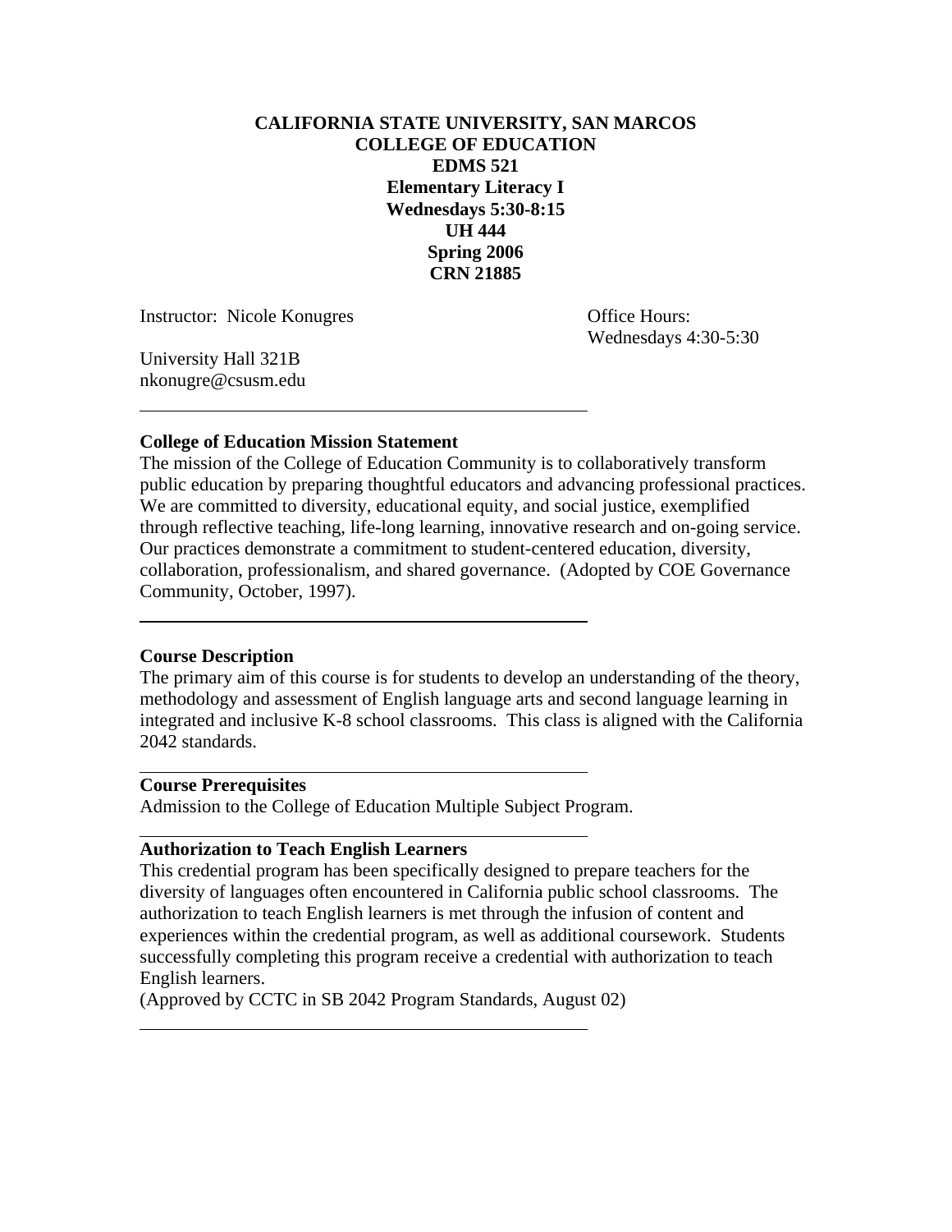# CALIFORNIA STATE UNIVERSITY, SAN MARCOS
## COLLEGE OF EDUCATION
## EDMS 521
## Elementary Literacy I
**Wednesdays 5:30-8:15**
**UH 444**
**Spring 2006**
**CRN 21885**

Instructor: Nicole Konugres

Office Hours:
Wednesdays 4:30-5:30

University Hall 321B
nkonugre@csusm.edu

---

### College of Education Mission Statement

The mission of the College of Education Community is to collaboratively transform public education by preparing thoughtful educators and advancing professional practices. We are committed to diversity, educational equity, and social justice, exemplified through reflective teaching, life-long learning, innovative research and on-going service. Our practices demonstrate a commitment to student-centered education, diversity, collaboration, professionalism, and shared governance. (Adopted by COE Governance Community, October, 1997).

---

### Course Description

The primary aim of this course is for students to develop an understanding of the theory, methodology and assessment of English language arts and second language learning in integrated and inclusive K-8 school classrooms. This class is aligned with the California 2042 standards.

---

### Course Prerequisites

Admission to the College of Education Multiple Subject Program.

---

### Authorization to Teach English Learners

This credential program has been specifically designed to prepare teachers for the diversity of languages often encountered in California public school classrooms. The authorization to teach English learners is met through the infusion of content and experiences within the credential program, as well as additional coursework. Students successfully completing this program receive a credential with authorization to teach English learners.
(Approved by CCTC in SB 2042 Program Standards, August 02)

---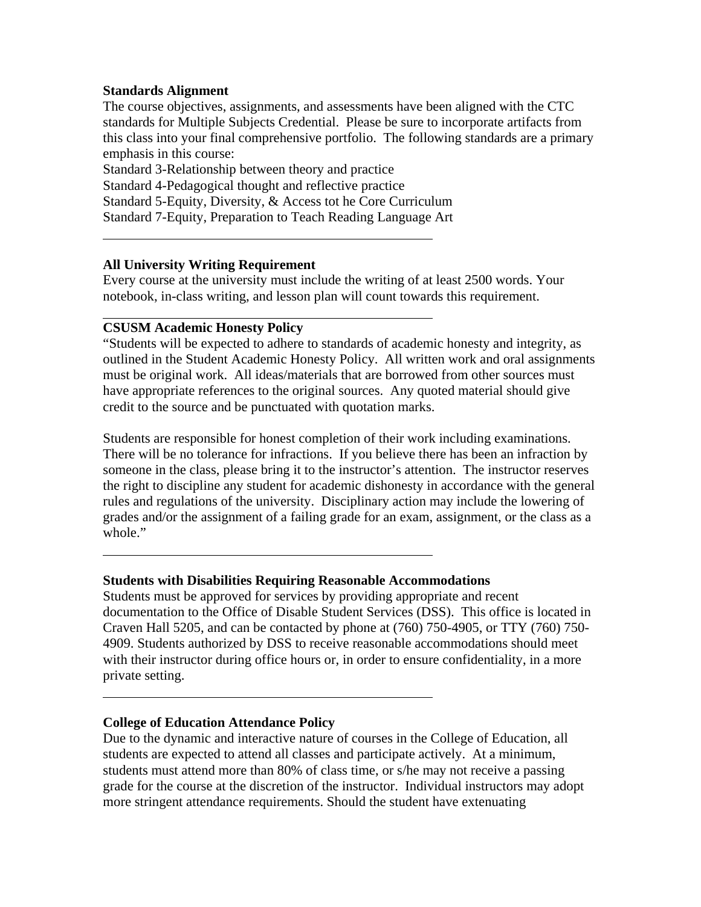**Standards Alignment**

The course objectives, assignments, and assessments have been aligned with the CTC standards for Multiple Subjects Credential. Please be sure to incorporate artifacts from this class into your final comprehensive portfolio. The following standards are a primary emphasis in this course:

Standard 3-Relationship between theory and practice
Standard 4-Pedagogical thought and reflective practice
Standard 5-Equity, Diversity, & Access tot he Core Curriculum
Standard 7-Equity, Preparation to Teach Reading Language Art

---

**All University Writing Requirement**

Every course at the university must include the writing of at least 2500 words. Your notebook, in-class writing, and lesson plan will count towards this requirement.

---

**CSUSM Academic Honesty Policy**

"Students will be expected to adhere to standards of academic honesty and integrity, as outlined in the Student Academic Honesty Policy. All written work and oral assignments must be original work. All ideas/materials that are borrowed from other sources must have appropriate references to the original sources. Any quoted material should give credit to the source and be punctuated with quotation marks.

Students are responsible for honest completion of their work including examinations. There will be no tolerance for infractions. If you believe there has been an infraction by someone in the class, please bring it to the instructor's attention. The instructor reserves the right to discipline any student for academic dishonesty in accordance with the general rules and regulations of the university. Disciplinary action may include the lowering of grades and/or the assignment of a failing grade for an exam, assignment, or the class as a whole."

---

**Students with Disabilities Requiring Reasonable Accommodations**

Students must be approved for services by providing appropriate and recent documentation to the Office of Disable Student Services (DSS). This office is located in Craven Hall 5205, and can be contacted by phone at (760) 750-4905, or TTY (760) 750-4909. Students authorized by DSS to receive reasonable accommodations should meet with their instructor during office hours or, in order to ensure confidentiality, in a more private setting.

---

**College of Education Attendance Policy**

Due to the dynamic and interactive nature of courses in the College of Education, all students are expected to attend all classes and participate actively. At a minimum, students must attend more than 80% of class time, or s/he may not receive a passing grade for the course at the discretion of the instructor. Individual instructors may adopt more stringent attendance requirements. Should the student have extenuating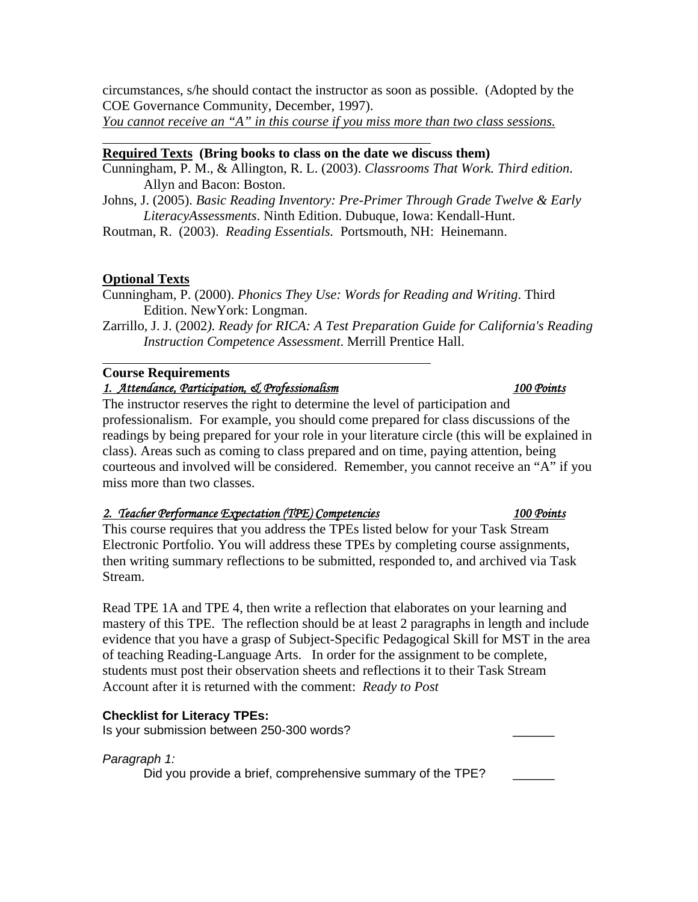circumstances, s/he should contact the instructor as soon as possible. (Adopted by the COE Governance Community, December, 1997).
<u>*You cannot receive an "A" in this course if you miss more than two class sessions.*</u>

---

**<u>Required Texts</u> (Bring books to class on the date we discuss them)**

Cunningham, P. M., & Allington, R. L. (2003). *Classrooms That Work. Third edition*. Allyn and Bacon: Boston.

Johns, J. (2005). *Basic Reading Inventory: Pre-Primer Through Grade Twelve & Early LiteracyAssessments*. Ninth Edition. Dubuque, Iowa: Kendall-Hunt.

Routman, R. (2003). *Reading Essentials.* Portsmouth, NH: Heinemann.

**<u>Optional Texts</u>**

Cunningham, P. (2000). *Phonics They Use: Words for Reading and Writing*. Third Edition. NewYork: Longman.

Zarrillo, J. J. (2002*). Ready for RICA: A Test Preparation Guide for California's Reading Instruction Competence Assessment*. Merrill Prentice Hall.

---

**Course Requirements**

<u>*1. Attendance, Participation, & Professionalism*</u> <u>*100 Points*</u>

The instructor reserves the right to determine the level of participation and professionalism. For example, you should come prepared for class discussions of the readings by being prepared for your role in your literature circle (this will be explained in class). Areas such as coming to class prepared and on time, paying attention, being courteous and involved will be considered. Remember, you cannot receive an "A" if you miss more than two classes.

<u>*2. Teacher Performance Expectation (TPE) Competencies*</u> <u>*100 Points*</u>

This course requires that you address the TPEs listed below for your Task Stream Electronic Portfolio. You will address these TPEs by completing course assignments, then writing summary reflections to be submitted, responded to, and archived via Task Stream.

Read TPE 1A and TPE 4, then write a reflection that elaborates on your learning and mastery of this TPE. The reflection should be at least 2 paragraphs in length and include evidence that you have a grasp of Subject-Specific Pedagogical Skill for MST in the area of teaching Reading-Language Arts. In order for the assignment to be complete, students must post their observation sheets and reflections it to their Task Stream Account after it is returned with the comment: *Ready to Post*

**Checklist for Literacy TPEs:**

Is your submission between 250-300 words? ______

*Paragraph 1:*

Did you provide a brief, comprehensive summary of the TPE? ______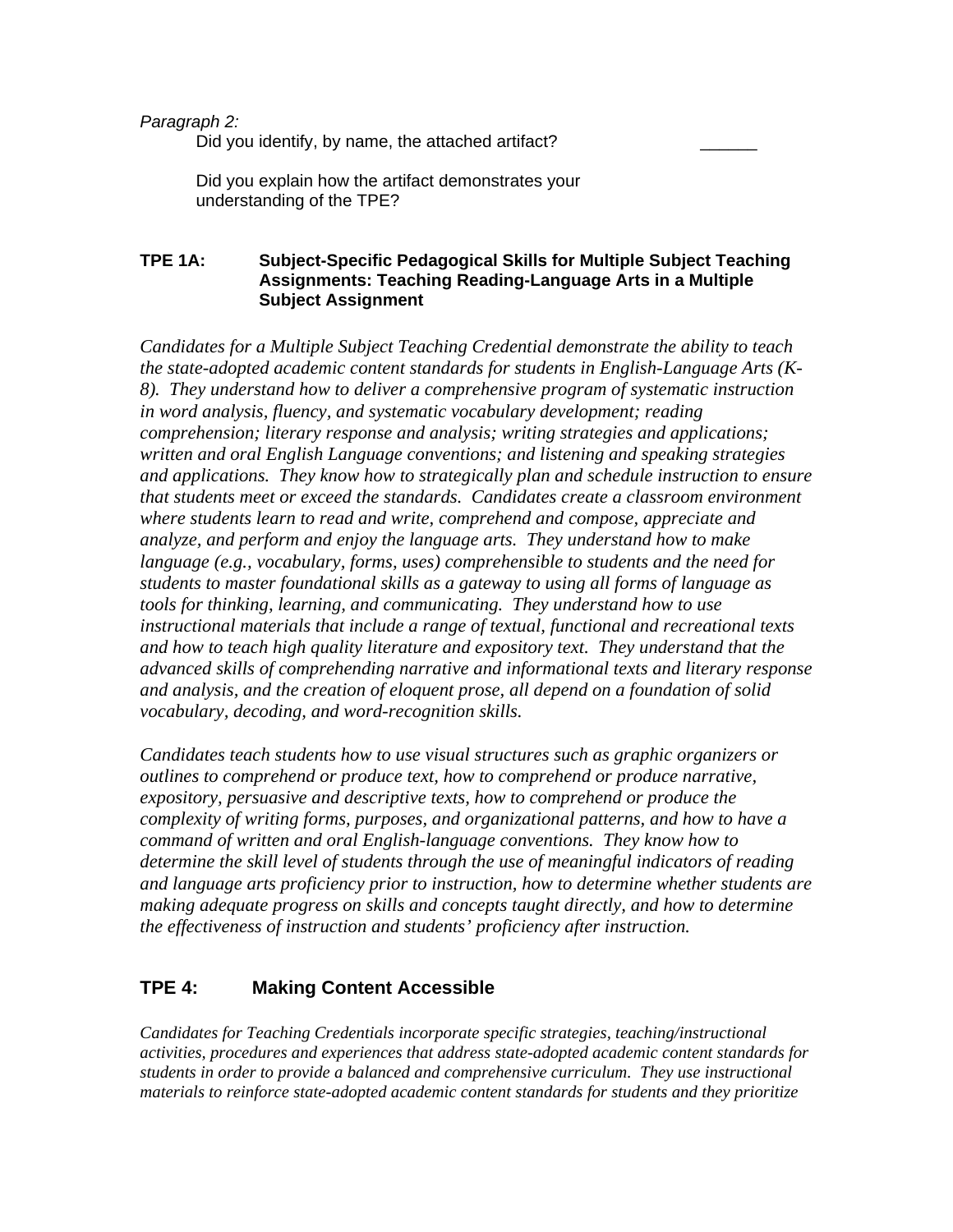*Paragraph 2:*

Did you identify, by name, the attached artifact? ______

Did you explain how the artifact demonstrates your understanding of the TPE?

### TPE 1A: Subject-Specific Pedagogical Skills for Multiple Subject Teaching Assignments: Teaching Reading-Language Arts in a Multiple Subject Assignment

*Candidates for a Multiple Subject Teaching Credential demonstrate the ability to teach the state-adopted academic content standards for students in English-Language Arts (K-8). They understand how to deliver a comprehensive program of systematic instruction in word analysis, fluency, and systematic vocabulary development; reading comprehension; literary response and analysis; writing strategies and applications; written and oral English Language conventions; and listening and speaking strategies and applications. They know how to strategically plan and schedule instruction to ensure that students meet or exceed the standards. Candidates create a classroom environment where students learn to read and write, comprehend and compose, appreciate and analyze, and perform and enjoy the language arts. They understand how to make language (e.g., vocabulary, forms, uses) comprehensible to students and the need for students to master foundational skills as a gateway to using all forms of language as tools for thinking, learning, and communicating. They understand how to use instructional materials that include a range of textual, functional and recreational texts and how to teach high quality literature and expository text. They understand that the advanced skills of comprehending narrative and informational texts and literary response and analysis, and the creation of eloquent prose, all depend on a foundation of solid vocabulary, decoding, and word-recognition skills.*

*Candidates teach students how to use visual structures such as graphic organizers or outlines to comprehend or produce text, how to comprehend or produce narrative, expository, persuasive and descriptive texts, how to comprehend or produce the complexity of writing forms, purposes, and organizational patterns, and how to have a command of written and oral English-language conventions. They know how to determine the skill level of students through the use of meaningful indicators of reading and language arts proficiency prior to instruction, how to determine whether students are making adequate progress on skills and concepts taught directly, and how to determine the effectiveness of instruction and students' proficiency after instruction.*

### TPE 4: Making Content Accessible

*Candidates for Teaching Credentials incorporate specific strategies, teaching/instructional activities, procedures and experiences that address state-adopted academic content standards for students in order to provide a balanced and comprehensive curriculum. They use instructional materials to reinforce state-adopted academic content standards for students and they prioritize*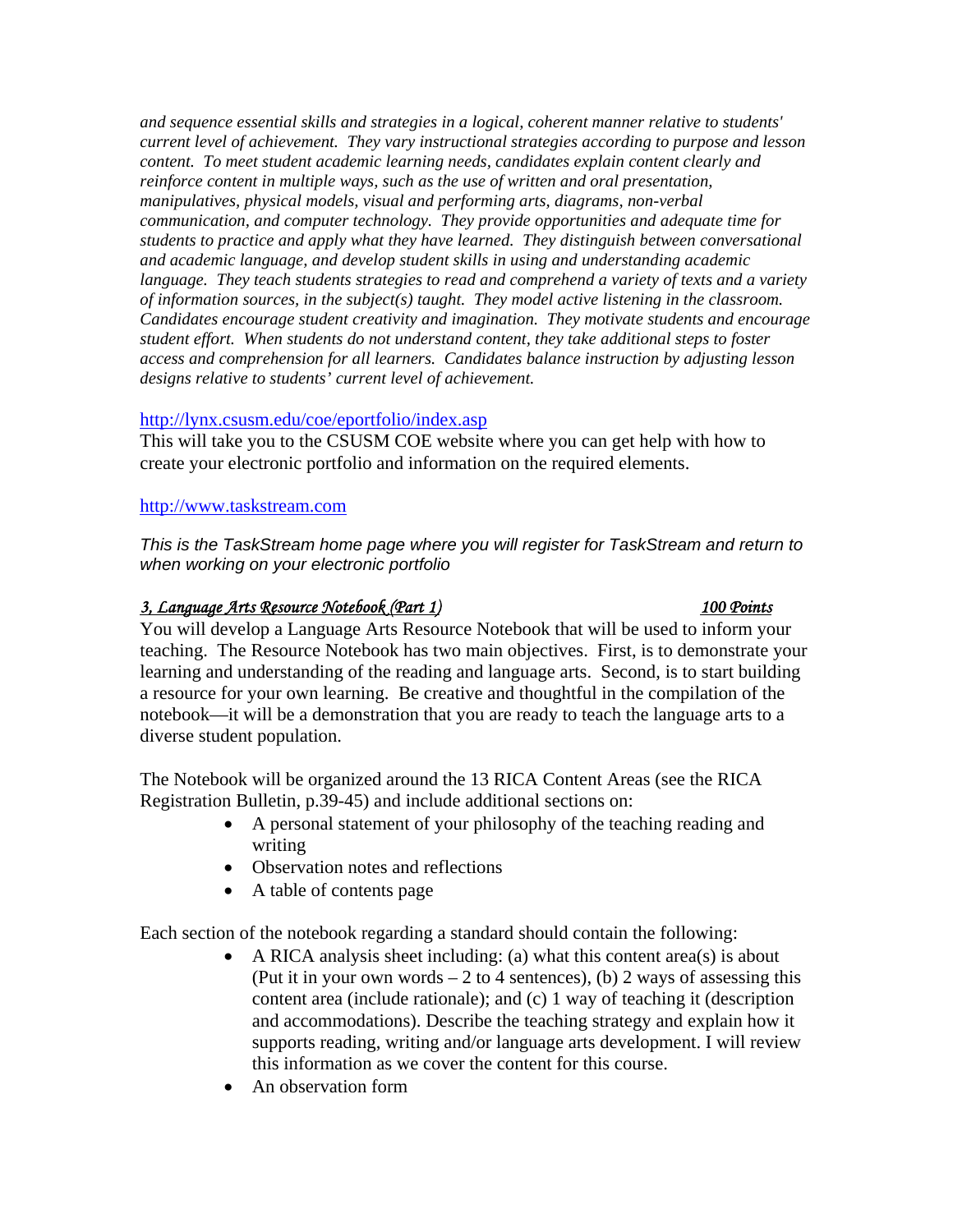*and sequence essential skills and strategies in a logical, coherent manner relative to students' current level of achievement. They vary instructional strategies according to purpose and lesson content. To meet student academic learning needs, candidates explain content clearly and reinforce content in multiple ways, such as the use of written and oral presentation, manipulatives, physical models, visual and performing arts, diagrams, non-verbal communication, and computer technology. They provide opportunities and adequate time for students to practice and apply what they have learned. They distinguish between conversational and academic language, and develop student skills in using and understanding academic language. They teach students strategies to read and comprehend a variety of texts and a variety of information sources, in the subject(s) taught. They model active listening in the classroom. Candidates encourage student creativity and imagination. They motivate students and encourage student effort. When students do not understand content, they take additional steps to foster access and comprehension for all learners. Candidates balance instruction by adjusting lesson designs relative to students' current level of achievement.*

http://lynx.csusm.edu/coe/eportfolio/index.asp
This will take you to the CSUSM COE website where you can get help with how to create your electronic portfolio and information on the required elements.

http://www.taskstream.com

*This is the TaskStream home page where you will register for TaskStream and return to when working on your electronic portfolio*

***3, Language Arts Resource Notebook (Part 1)*** — ***100 Points***

You will develop a Language Arts Resource Notebook that will be used to inform your teaching. The Resource Notebook has two main objectives. First, is to demonstrate your learning and understanding of the reading and language arts. Second, is to start building a resource for your own learning. Be creative and thoughtful in the compilation of the notebook—it will be a demonstration that you are ready to teach the language arts to a diverse student population.

The Notebook will be organized around the 13 RICA Content Areas (see the RICA Registration Bulletin, p.39-45) and include additional sections on:

- A personal statement of your philosophy of the teaching reading and writing
- Observation notes and reflections
- A table of contents page

Each section of the notebook regarding a standard should contain the following:

- A RICA analysis sheet including: (a) what this content area(s) is about (Put it in your own words – 2 to 4 sentences), (b) 2 ways of assessing this content area (include rationale); and (c) 1 way of teaching it (description and accommodations). Describe the teaching strategy and explain how it supports reading, writing and/or language arts development. I will review this information as we cover the content for this course.
- An observation form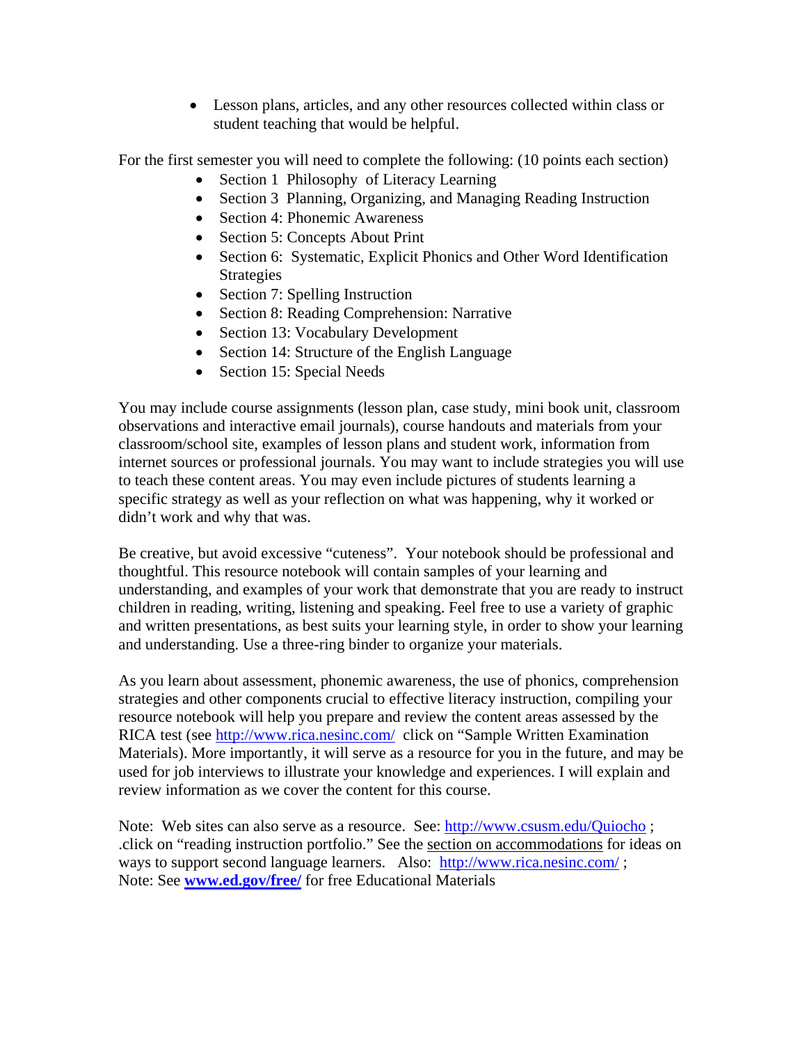- Lesson plans, articles, and any other resources collected within class or student teaching that would be helpful.

For the first semester you will need to complete the following: (10 points each section)

- Section 1 Philosophy of Literacy Learning
- Section 3 Planning, Organizing, and Managing Reading Instruction
- Section 4: Phonemic Awareness
- Section 5: Concepts About Print
- Section 6: Systematic, Explicit Phonics and Other Word Identification Strategies
- Section 7: Spelling Instruction
- Section 8: Reading Comprehension: Narrative
- Section 13: Vocabulary Development
- Section 14: Structure of the English Language
- Section 15: Special Needs

You may include course assignments (lesson plan, case study, mini book unit, classroom observations and interactive email journals), course handouts and materials from your classroom/school site, examples of lesson plans and student work, information from internet sources or professional journals. You may want to include strategies you will use to teach these content areas. You may even include pictures of students learning a specific strategy as well as your reflection on what was happening, why it worked or didn't work and why that was.

Be creative, but avoid excessive "cuteness". Your notebook should be professional and thoughtful. This resource notebook will contain samples of your learning and understanding, and examples of your work that demonstrate that you are ready to instruct children in reading, writing, listening and speaking. Feel free to use a variety of graphic and written presentations, as best suits your learning style, in order to show your learning and understanding. Use a three-ring binder to organize your materials.

As you learn about assessment, phonemic awareness, the use of phonics, comprehension strategies and other components crucial to effective literacy instruction, compiling your resource notebook will help you prepare and review the content areas assessed by the RICA test (see http://www.rica.nesinc.com/ click on "Sample Written Examination Materials). More importantly, it will serve as a resource for you in the future, and may be used for job interviews to illustrate your knowledge and experiences. I will explain and review information as we cover the content for this course.

Note: Web sites can also serve as a resource. See: http://www.csusm.edu/Quiocho ; .click on "reading instruction portfolio." See the <u>section on accommodations</u> for ideas on ways to support second language learners. Also: http://www.rica.nesinc.com/ ;
Note: See **www.ed.gov/free/** for free Educational Materials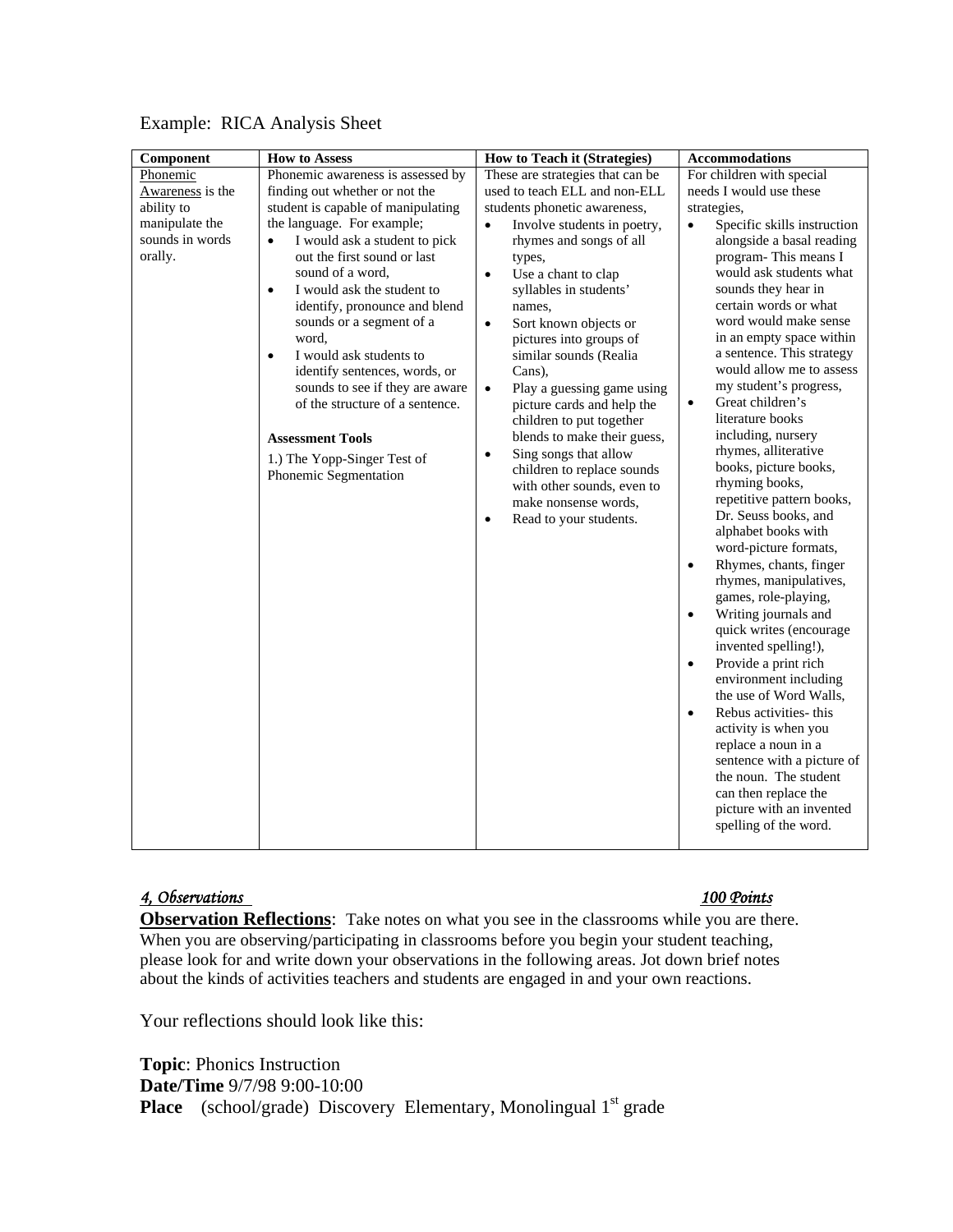Example: RICA Analysis Sheet

| Component | How to Assess | How to Teach it (Strategies) | Accommodations |
| --- | --- | --- | --- |
| Phonemic Awareness is the ability to manipulate the sounds in words orally. | Phonemic awareness is assessed by finding out whether or not the student is capable of manipulating the language. For example;<br>• I would ask a student to pick out the first sound or last sound of a word,<br>• I would ask the student to identify, pronounce and blend sounds or a segment of a word,<br>• I would ask students to identify sentences, words, or sounds to see if they are aware of the structure of a sentence.<br><br>**Assessment Tools**<br>1.) The Yopp-Singer Test of Phonemic Segmentation | These are strategies that can be used to teach ELL and non-ELL students phonetic awareness,<br>• Involve students in poetry, rhymes and songs of all types,<br>• Use a chant to clap syllables in students' names,<br>• Sort known objects or pictures into groups of similar sounds (Realia Cans),<br>• Play a guessing game using picture cards and help the children to put together blends to make their guess,<br>• Sing songs that allow children to replace sounds with other sounds, even to make nonsense words,<br>• Read to your students. | For children with special needs I would use these strategies,<br>• Specific skills instruction alongside a basal reading program- This means I would ask students what sounds they hear in certain words or what word would make sense in an empty space within a sentence. This strategy would allow me to assess my student's progress,<br>• Great children's literature books including, nursery rhymes, alliterative books, picture books, rhyming books, repetitive pattern books, Dr. Seuss books, and alphabet books with word-picture formats,<br>• Rhymes, chants, finger rhymes, manipulatives, games, role-playing,<br>• Writing journals and quick writes (encourage invented spelling!),<br>• Provide a print rich environment including the use of Word Walls,<br>• Rebus activities- this activity is when you replace a noun in a sentence with a picture of the noun. The student can then replace the picture with an invented spelling of the word. |

*4, Observations* *100 Points*

**Observation Reflections**: Take notes on what you see in the classrooms while you are there. When you are observing/participating in classrooms before you begin your student teaching, please look for and write down your observations in the following areas. Jot down brief notes about the kinds of activities teachers and students are engaged in and your own reactions.

Your reflections should look like this:

**Topic**: Phonics Instruction
**Date/Time** 9/7/98 9:00-10:00
**Place** (school/grade) Discovery Elementary, Monolingual 1st grade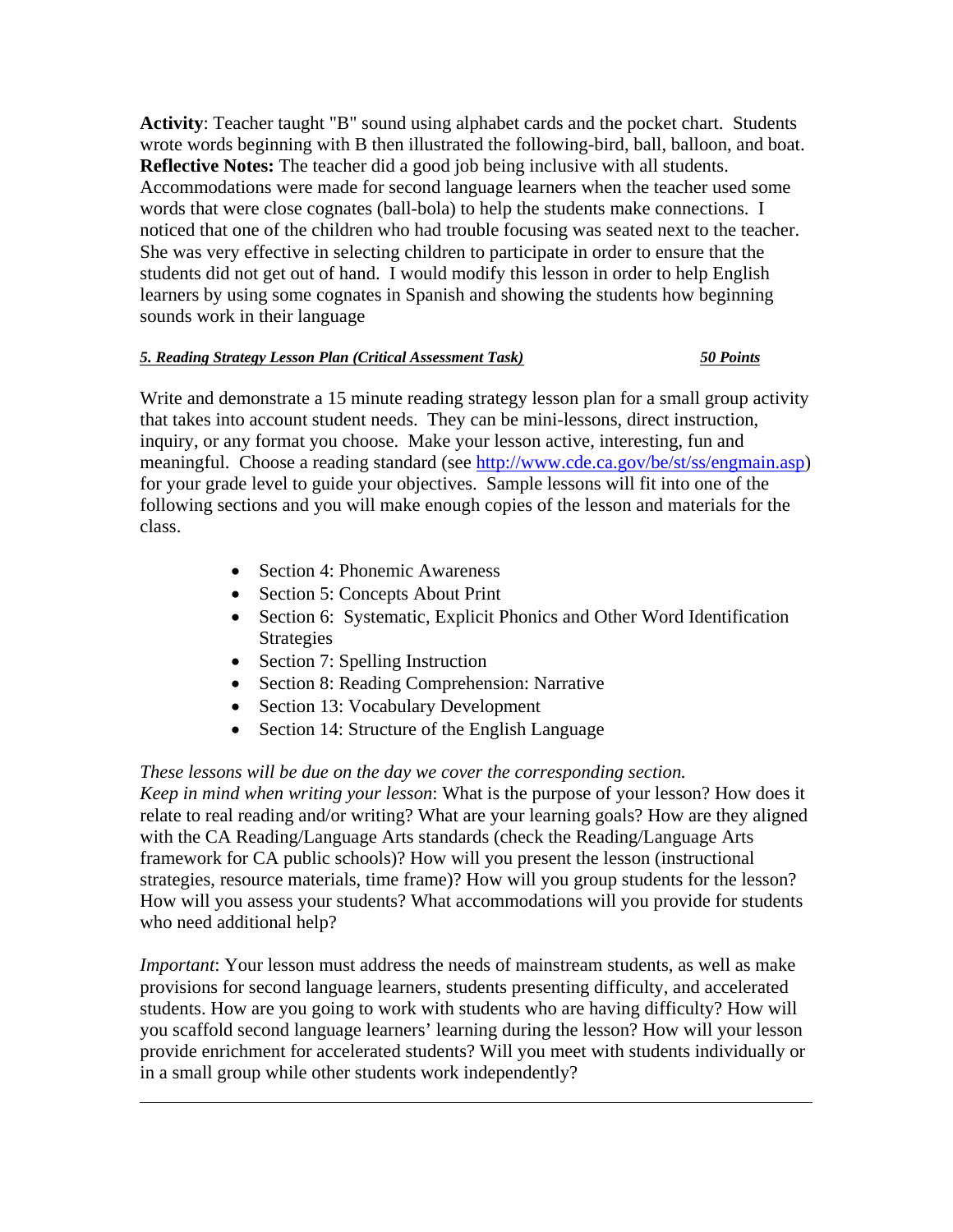**Activity**: Teacher taught "B" sound using alphabet cards and the pocket chart. Students wrote words beginning with B then illustrated the following-bird, ball, balloon, and boat.
**Reflective Notes:** The teacher did a good job being inclusive with all students. Accommodations were made for second language learners when the teacher used some words that were close cognates (ball-bola) to help the students make connections. I noticed that one of the children who had trouble focusing was seated next to the teacher. She was very effective in selecting children to participate in order to ensure that the students did not get out of hand. I would modify this lesson in order to help English learners by using some cognates in Spanish and showing the students how beginning sounds work in their language

***5. Reading Strategy Lesson Plan (Critical Assessment Task)*** ***50 Points***

Write and demonstrate a 15 minute reading strategy lesson plan for a small group activity that takes into account student needs. They can be mini-lessons, direct instruction, inquiry, or any format you choose. Make your lesson active, interesting, fun and meaningful. Choose a reading standard (see http://www.cde.ca.gov/be/st/ss/engmain.asp) for your grade level to guide your objectives. Sample lessons will fit into one of the following sections and you will make enough copies of the lesson and materials for the class.

- Section 4: Phonemic Awareness
- Section 5: Concepts About Print
- Section 6: Systematic, Explicit Phonics and Other Word Identification Strategies
- Section 7: Spelling Instruction
- Section 8: Reading Comprehension: Narrative
- Section 13: Vocabulary Development
- Section 14: Structure of the English Language

*These lessons will be due on the day we cover the corresponding section.*
*Keep in mind when writing your lesson*: What is the purpose of your lesson? How does it relate to real reading and/or writing? What are your learning goals? How are they aligned with the CA Reading/Language Arts standards (check the Reading/Language Arts framework for CA public schools)? How will you present the lesson (instructional strategies, resource materials, time frame)? How will you group students for the lesson? How will you assess your students? What accommodations will you provide for students who need additional help?

*Important*: Your lesson must address the needs of mainstream students, as well as make provisions for second language learners, students presenting difficulty, and accelerated students. How are you going to work with students who are having difficulty? How will you scaffold second language learners' learning during the lesson? How will your lesson provide enrichment for accelerated students? Will you meet with students individually or in a small group while other students work independently?

---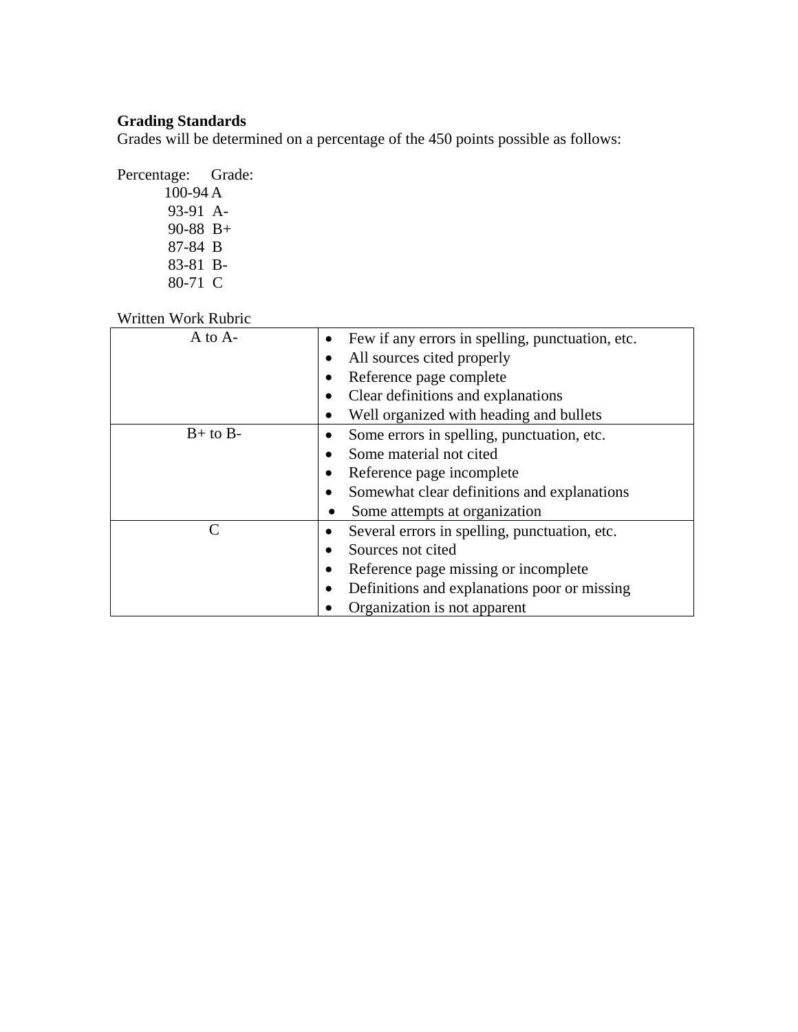**Grading Standards**

Grades will be determined on a percentage of the 450 points possible as follows:

| Percentage: | Grade: |
|---|---|
| 100-94 | A |
| 93-91 | A- |
| 90-88 | B+ |
| 87-84 | B |
| 83-81 | B- |
| 80-71 | C |

Written Work Rubric

| | |
|---|---|
| A to A- | • Few if any errors in spelling, punctuation, etc.<br>• All sources cited properly<br>• Reference page complete<br>• Clear definitions and explanations<br>• Well organized with heading and bullets |
| B+ to B- | • Some errors in spelling, punctuation, etc.<br>• Some material not cited<br>• Reference page incomplete<br>• Somewhat clear definitions and explanations<br>• Some attempts at organization |
| C | • Several errors in spelling, punctuation, etc.<br>• Sources not cited<br>• Reference page missing or incomplete<br>• Definitions and explanations poor or missing<br>• Organization is not apparent |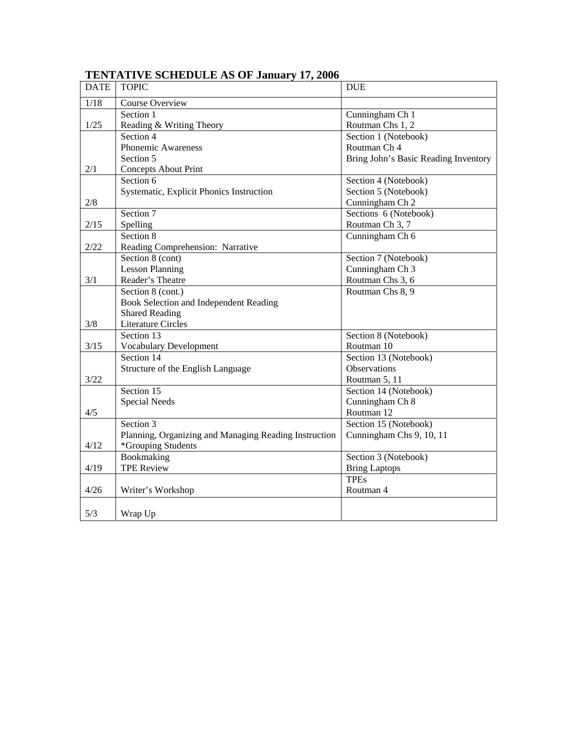**TENTATIVE SCHEDULE AS OF January 17, 2006**

| DATE | TOPIC | DUE |
|---|---|---|
| 1/18 | Course Overview | |
| 1/25 | Section 1<br>Reading & Writing Theory | Cunningham Ch 1<br>Routman Chs 1, 2 |
| 2/1 | Section 4<br>Phonemic Awareness<br>Section 5<br>Concepts About Print | Section 1 (Notebook)<br>Routman Ch 4<br>Bring John's Basic Reading Inventory |
| 2/8 | Section 6<br>Systematic, Explicit Phonics Instruction | Section 4 (Notebook)<br>Section 5 (Notebook)<br>Cunningham Ch 2 |
| 2/15 | Section 7<br>Spelling | Sections 6 (Notebook)<br>Routman Ch 3, 7 |
| 2/22 | Section 8<br>Reading Comprehension: Narrative | Cunningham Ch 6 |
| 3/1 | Section 8 (cont)<br>Lesson Planning<br>Reader's Theatre | Section 7 (Notebook)<br>Cunningham Ch 3<br>Routman Chs 3, 6 |
| 3/8 | Section 8 (cont.)<br>Book Selection and Independent Reading<br>Shared Reading<br>Literature Circles | Routman Chs 8, 9 |
| 3/15 | Section 13<br>Vocabulary Development | Section 8 (Notebook)<br>Routman 10 |
| 3/22 | Section 14<br>Structure of the English Language | Section 13 (Notebook)<br>Observations<br>Routman 5, 11 |
| 4/5 | Section 15<br>Special Needs | Section 14 (Notebook)<br>Cunningham Ch 8<br>Routman 12 |
| 4/12 | Section 3<br>Planning, Organizing and Managing Reading Instruction<br>*Grouping Students | Section 15 (Notebook)<br>Cunningham Chs 9, 10, 11 |
| 4/19 | Bookmaking<br>TPE Review | Section 3 (Notebook)<br>Bring Laptops |
| 4/26 | Writer's Workshop | TPEs<br>Routman 4 |
| 5/3 | Wrap Up | |